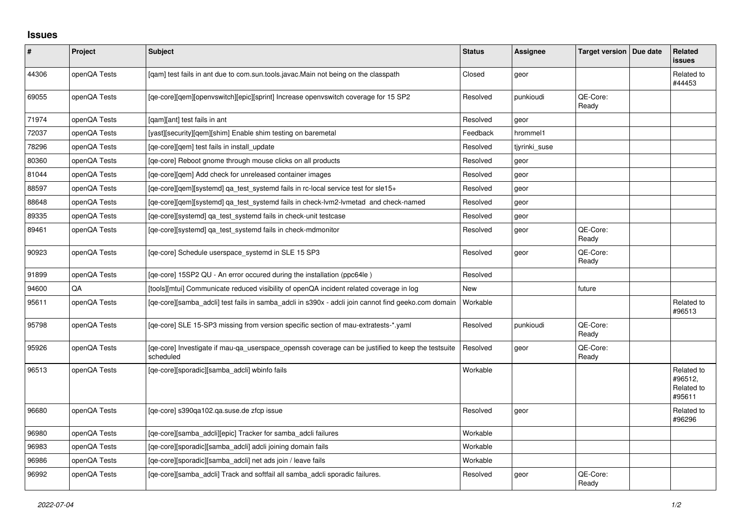# Issues

| # | Project | Subject | Status | Assignee | Target version | Due date | Related issues |
|---|---|---|---|---|---|---|---|
| 44306 | openQA Tests | [qam] test fails in ant due to com.sun.tools.javac.Main not being on the classpath | Closed | geor | | | Related to #44453 |
| 69055 | openQA Tests | [qe-core][qem][openvswitch][epic][sprint] Increase openvswitch coverage for 15 SP2 | Resolved | punkioudi | QE-Core: Ready | | |
| 71974 | openQA Tests | [qam][ant] test fails in ant | Resolved | geor | | | |
| 72037 | openQA Tests | [yast][security][qem][shim] Enable shim testing on baremetal | Feedback | hrommel1 | | | |
| 78296 | openQA Tests | [qe-core][qem] test fails in install_update | Resolved | tjyrinki_suse | | | |
| 80360 | openQA Tests | [qe-core] Reboot gnome through mouse clicks on all products | Resolved | geor | | | |
| 81044 | openQA Tests | [qe-core][qem] Add check for unreleased container images | Resolved | geor | | | |
| 88597 | openQA Tests | [qe-core][qem][systemd] qa_test_systemd fails in rc-local service test for sle15+ | Resolved | geor | | | |
| 88648 | openQA Tests | [qe-core][qem][systemd] qa_test_systemd fails in check-lvm2-lvmetad and check-named | Resolved | geor | | | |
| 89335 | openQA Tests | [qe-core][systemd] qa_test_systemd fails in check-unit testcase | Resolved | geor | | | |
| 89461 | openQA Tests | [qe-core][systemd] qa_test_systemd fails in check-mdmonitor | Resolved | geor | QE-Core: Ready | | |
| 90923 | openQA Tests | [qe-core] Schedule userspace_systemd in SLE 15 SP3 | Resolved | geor | QE-Core: Ready | | |
| 91899 | openQA Tests | [qe-core] 15SP2 QU - An error occured during the installation (ppc64le ) | Resolved | | | | |
| 94600 | QA | [tools][mtui] Communicate reduced visibility of openQA incident related coverage in log | New | | future | | |
| 95611 | openQA Tests | [qe-core][samba_adcli] test fails in samba_adcli in s390x - adcli join cannot find geeko.com domain | Workable | | | | Related to #96513 |
| 95798 | openQA Tests | [qe-core] SLE 15-SP3 missing from version specific section of mau-extratests-*.yaml | Resolved | punkioudi | QE-Core: Ready | | |
| 95926 | openQA Tests | [qe-core] Investigate if mau-qa_userspace_openssh coverage can be justified to keep the testsuite scheduled | Resolved | geor | QE-Core: Ready | | |
| 96513 | openQA Tests | [qe-core][sporadic][samba_adcli] wbinfo fails | Workable | | | | Related to #96512, Related to #95611 |
| 96680 | openQA Tests | [qe-core] s390qa102.qa.suse.de zfcp issue | Resolved | geor | | | Related to #96296 |
| 96980 | openQA Tests | [qe-core][samba_adcli][epic] Tracker for samba_adcli failures | Workable | | | | |
| 96983 | openQA Tests | [qe-core][sporadic][samba_adcli] adcli joining domain fails | Workable | | | | |
| 96986 | openQA Tests | [qe-core][sporadic][samba_adcli] net ads join / leave fails | Workable | | | | |
| 96992 | openQA Tests | [qe-core][samba_adcli] Track and softfail all samba_adcli sporadic failures. | Resolved | geor | QE-Core: Ready | | |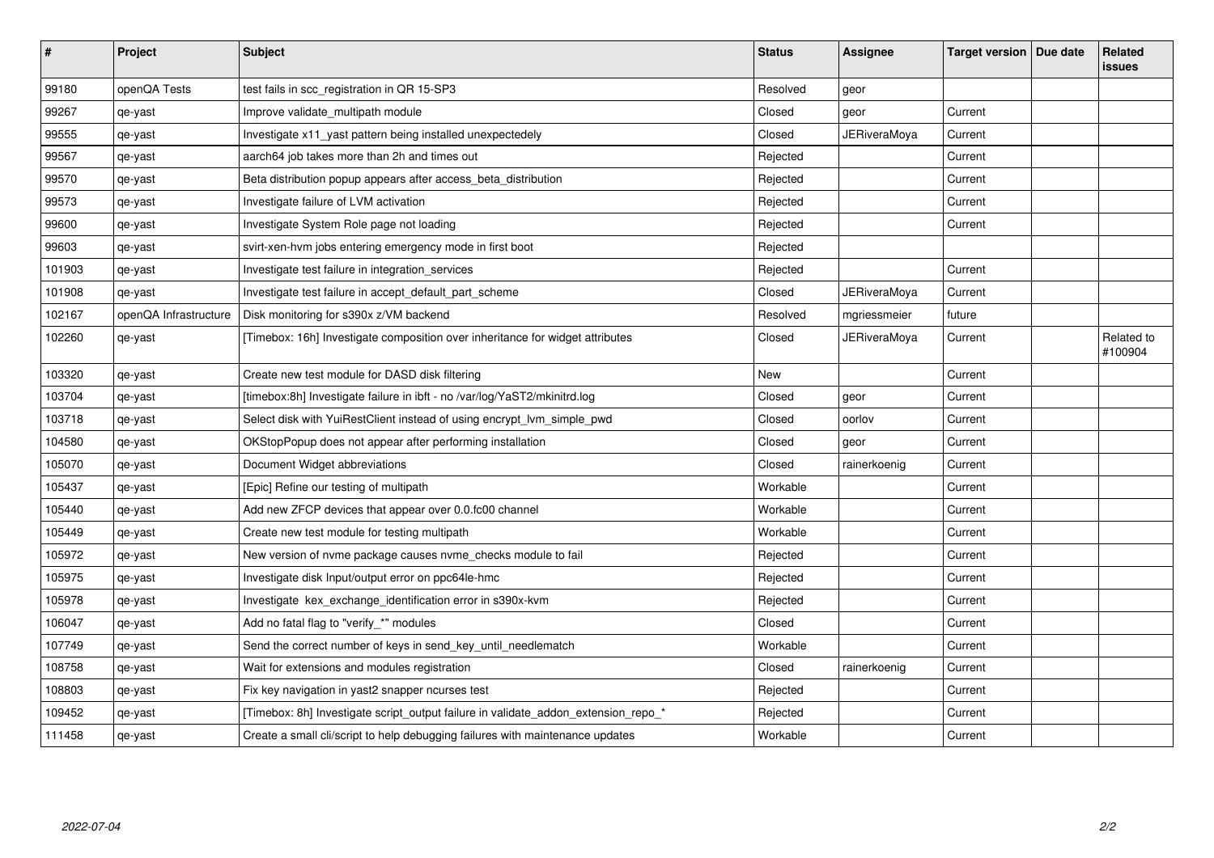| # | Project | Subject | Status | Assignee | Target version | Due date | Related issues |
|---|---|---|---|---|---|---|---|
| 99180 | openQA Tests | test fails in scc_registration in QR 15-SP3 | Resolved | geor | | | |
| 99267 | qe-yast | Improve validate_multipath module | Closed | geor | Current | | |
| 99555 | qe-yast | Investigate x11_yast pattern being installed unexpectedely | Closed | JERiveraMoya | Current | | |
| 99567 | qe-yast | aarch64 job takes more than 2h and times out | Rejected | | Current | | |
| 99570 | qe-yast | Beta distribution popup appears after access_beta_distribution | Rejected | | Current | | |
| 99573 | qe-yast | Investigate failure of LVM activation | Rejected | | Current | | |
| 99600 | qe-yast | Investigate System Role page not loading | Rejected | | Current | | |
| 99603 | qe-yast | svirt-xen-hvm jobs entering emergency mode in first boot | Rejected | | | | |
| 101903 | qe-yast | Investigate test failure in integration_services | Rejected | | Current | | |
| 101908 | qe-yast | Investigate test failure in accept_default_part_scheme | Closed | JERiveraMoya | Current | | |
| 102167 | openQA Infrastructure | Disk monitoring for s390x z/VM backend | Resolved | mgriessmeier | future | | |
| 102260 | qe-yast | [Timebox: 16h] Investigate composition over inheritance for widget attributes | Closed | JERiveraMoya | Current | | Related to #100904 |
| 103320 | qe-yast | Create new test module for DASD disk filtering | New | | Current | | |
| 103704 | qe-yast | [timebox:8h] Investigate failure in ibft - no /var/log/YaST2/mkinitrd.log | Closed | geor | Current | | |
| 103718 | qe-yast | Select disk with YuiRestClient instead of using encrypt_lvm_simple_pwd | Closed | oorlov | Current | | |
| 104580 | qe-yast | OKStopPopup does not appear after performing installation | Closed | geor | Current | | |
| 105070 | qe-yast | Document Widget abbreviations | Closed | rainerkoenig | Current | | |
| 105437 | qe-yast | [Epic] Refine our testing of multipath | Workable | | Current | | |
| 105440 | qe-yast | Add new ZFCP devices that appear over 0.0.fc00 channel | Workable | | Current | | |
| 105449 | qe-yast | Create new test module for testing multipath | Workable | | Current | | |
| 105972 | qe-yast | New version of nvme package causes nvme_checks module to fail | Rejected | | Current | | |
| 105975 | qe-yast | Investigate disk Input/output error on ppc64le-hmc | Rejected | | Current | | |
| 105978 | qe-yast | Investigate kex_exchange_identification error in s390x-kvm | Rejected | | Current | | |
| 106047 | qe-yast | Add no fatal flag to "verify_*" modules | Closed | | Current | | |
| 107749 | qe-yast | Send the correct number of keys in send_key_until_needlematch | Workable | | Current | | |
| 108758 | qe-yast | Wait for extensions and modules registration | Closed | rainerkoenig | Current | | |
| 108803 | qe-yast | Fix key navigation in yast2 snapper ncurses test | Rejected | | Current | | |
| 109452 | qe-yast | [Timebox: 8h] Investigate script_output failure in validate_addon_extension_repo_* | Rejected | | Current | | |
| 111458 | qe-yast | Create a small cli/script to help debugging failures with maintenance updates | Workable | | Current | | |